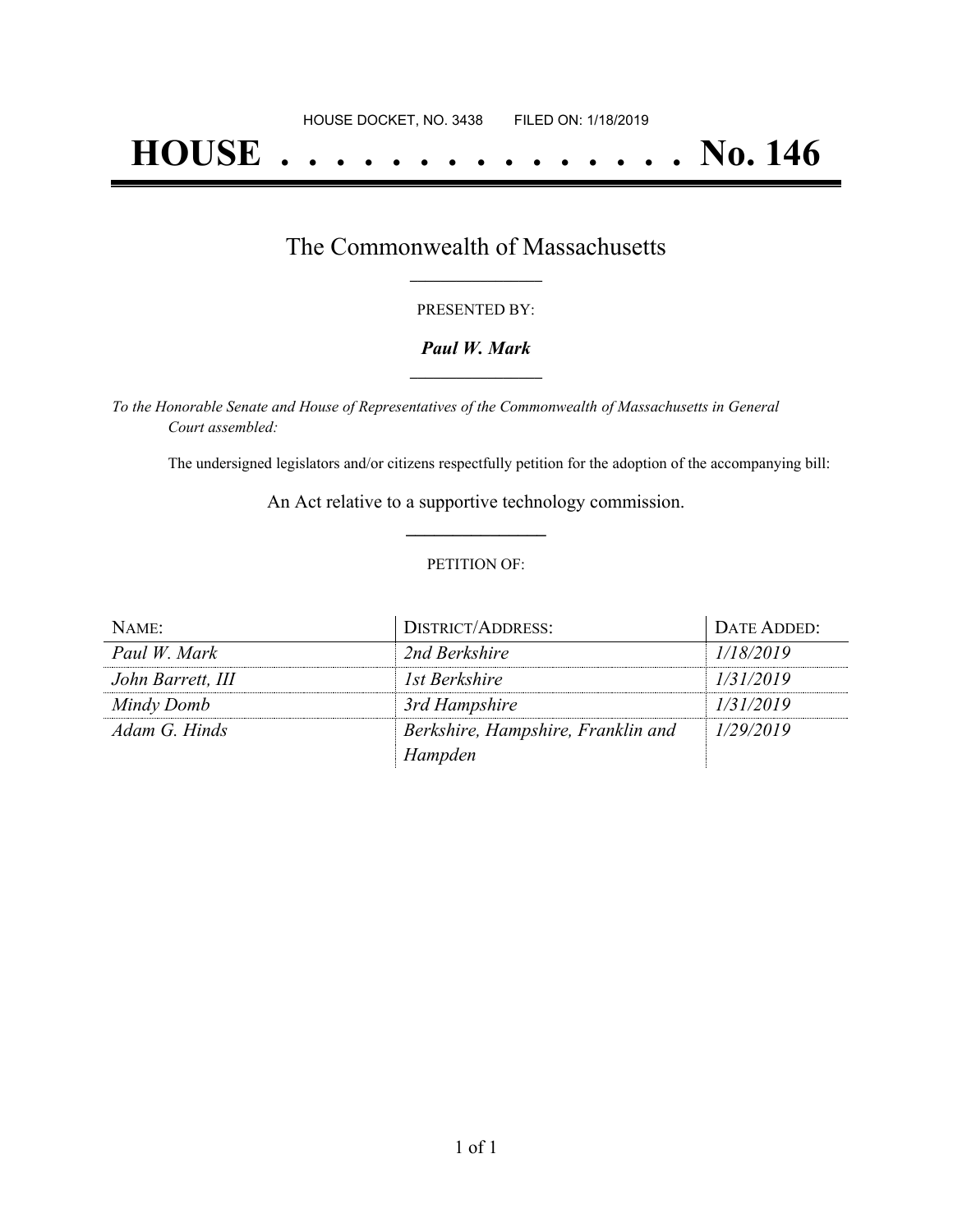HOUSE DOCKET, NO. 3438 FILED ON: 1/18/2019

# HOUSE . . . . . . . . . . . . . . . No. 146

## The Commonwealth of Massachusetts

PRESENTED BY:

***Paul W. Mark***

*To the Honorable Senate and House of Representatives of the Commonwealth of Massachusetts in General Court assembled:*

The undersigned legislators and/or citizens respectfully petition for the adoption of the accompanying bill:

An Act relative to a supportive technology commission.

PETITION OF:

| NAME: | DISTRICT/ADDRESS: | DATE ADDED: |
|---|---|---|
| *Paul W. Mark* | *2nd Berkshire* | *1/18/2019* |
| *John Barrett, III* | *1st Berkshire* | *1/31/2019* |
| *Mindy Domb* | *3rd Hampshire* | *1/31/2019* |
| *Adam G. Hinds* | *Berkshire, Hampshire, Franklin and Hampden* | *1/29/2019* |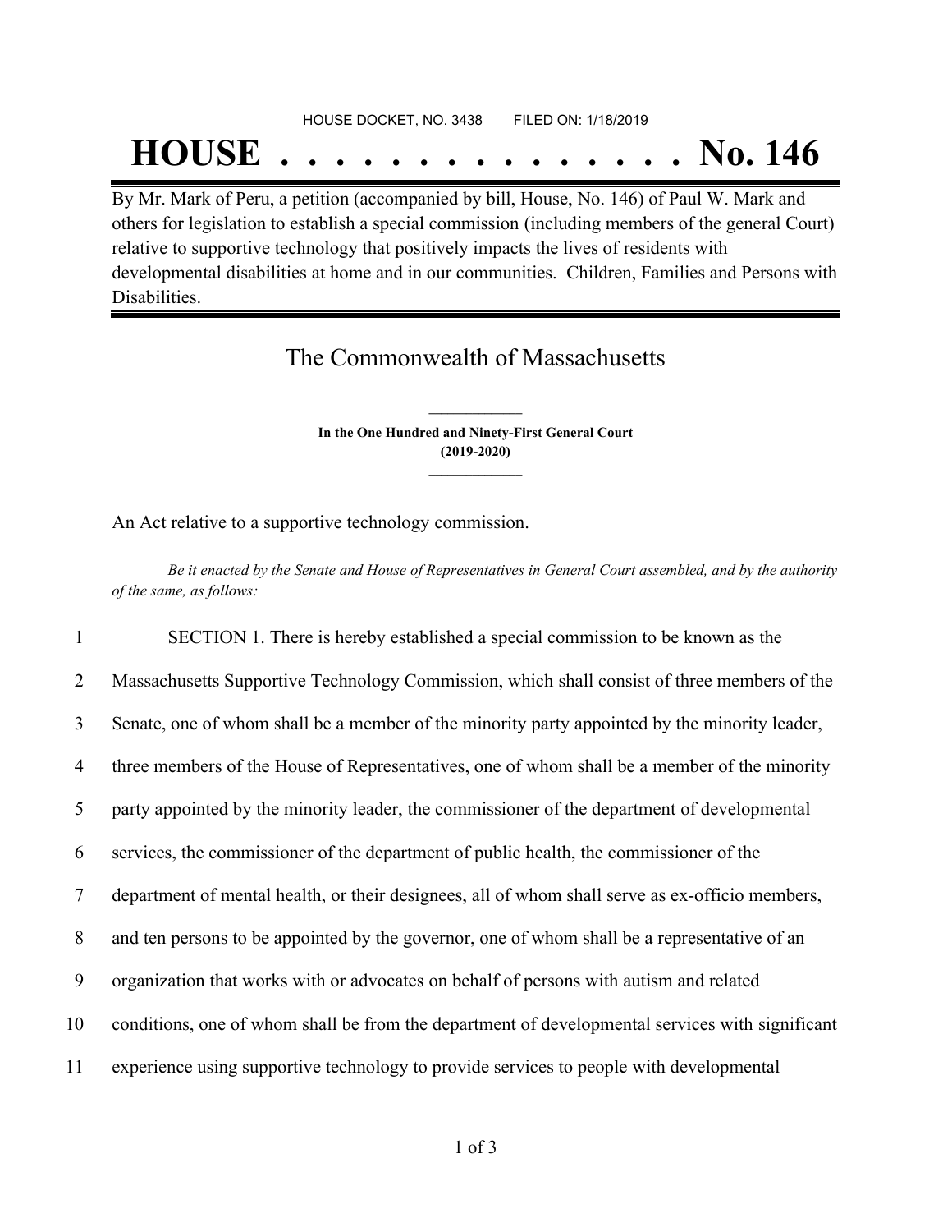HOUSE DOCKET, NO. 3438        FILED ON: 1/18/2019

# HOUSE . . . . . . . . . . . . . . . No. 146

By Mr. Mark of Peru, a petition (accompanied by bill, House, No. 146) of Paul W. Mark and others for legislation to establish a special commission (including members of the general Court) relative to supportive technology that positively impacts the lives of residents with developmental disabilities at home and in our communities. Children, Families and Persons with Disabilities.

## The Commonwealth of Massachusetts

**In the One Hundred and Ninety-First General Court**
**(2019-2020)**

An Act relative to a supportive technology commission.

*Be it enacted by the Senate and House of Representatives in General Court assembled, and by the authority of the same, as follows:*

1 SECTION 1. There is hereby established a special commission to be known as the
2 Massachusetts Supportive Technology Commission, which shall consist of three members of the
3 Senate, one of whom shall be a member of the minority party appointed by the minority leader,
4 three members of the House of Representatives, one of whom shall be a member of the minority
5 party appointed by the minority leader, the commissioner of the department of developmental
6 services, the commissioner of the department of public health, the commissioner of the
7 department of mental health, or their designees, all of whom shall serve as ex-officio members,
8 and ten persons to be appointed by the governor, one of whom shall be a representative of an
9 organization that works with or advocates on behalf of persons with autism and related
10 conditions, one of whom shall be from the department of developmental services with significant
11 experience using supportive technology to provide services to people with developmental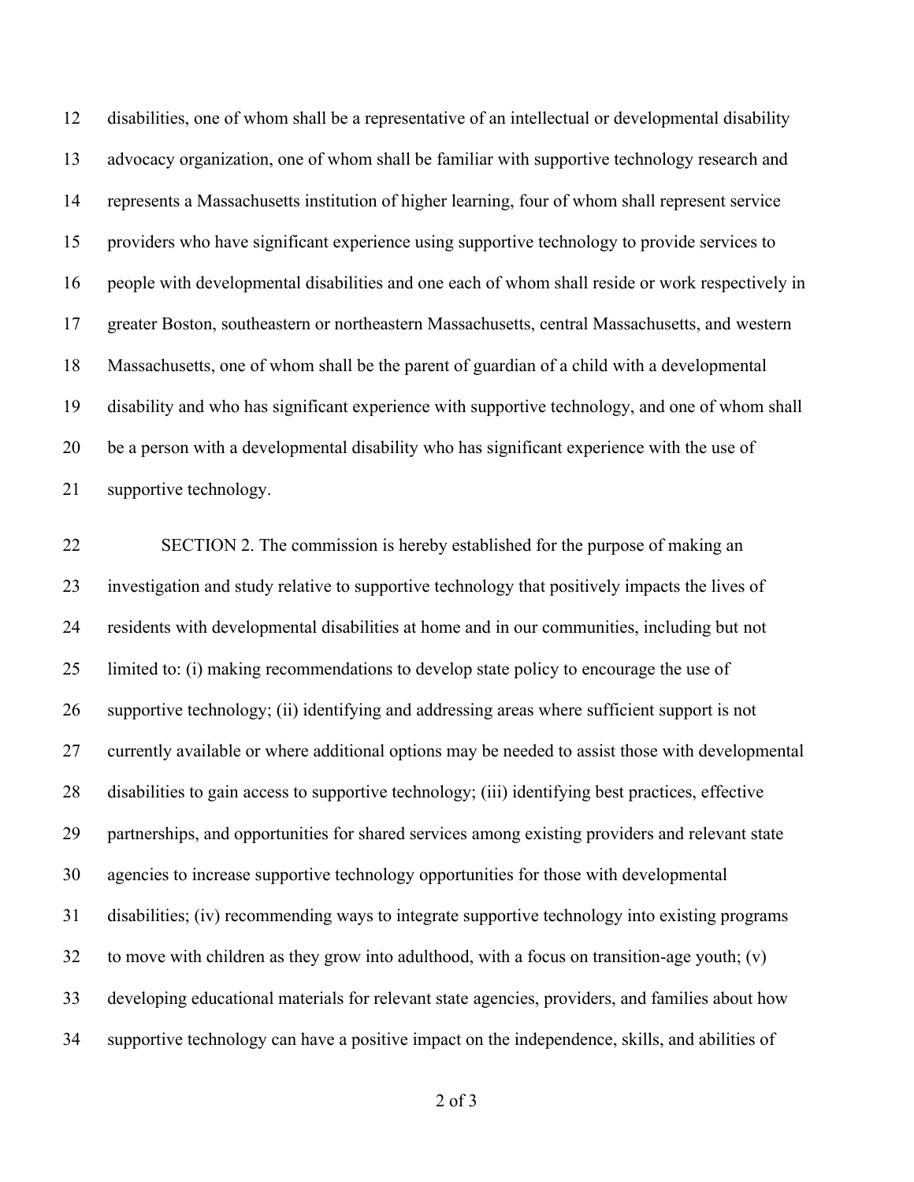disabilities, one of whom shall be a representative of an intellectual or developmental disability advocacy organization, one of whom shall be familiar with supportive technology research and represents a Massachusetts institution of higher learning, four of whom shall represent service providers who have significant experience using supportive technology to provide services to people with developmental disabilities and one each of whom shall reside or work respectively in greater Boston, southeastern or northeastern Massachusetts, central Massachusetts, and western Massachusetts, one of whom shall be the parent of guardian of a child with a developmental disability and who has significant experience with supportive technology, and one of whom shall be a person with a developmental disability who has significant experience with the use of supportive technology.

SECTION 2. The commission is hereby established for the purpose of making an investigation and study relative to supportive technology that positively impacts the lives of residents with developmental disabilities at home and in our communities, including but not limited to: (i) making recommendations to develop state policy to encourage the use of supportive technology; (ii) identifying and addressing areas where sufficient support is not currently available or where additional options may be needed to assist those with developmental disabilities to gain access to supportive technology; (iii) identifying best practices, effective partnerships, and opportunities for shared services among existing providers and relevant state agencies to increase supportive technology opportunities for those with developmental disabilities; (iv) recommending ways to integrate supportive technology into existing programs to move with children as they grow into adulthood, with a focus on transition-age youth; (v) developing educational materials for relevant state agencies, providers, and families about how supportive technology can have a positive impact on the independence, skills, and abilities of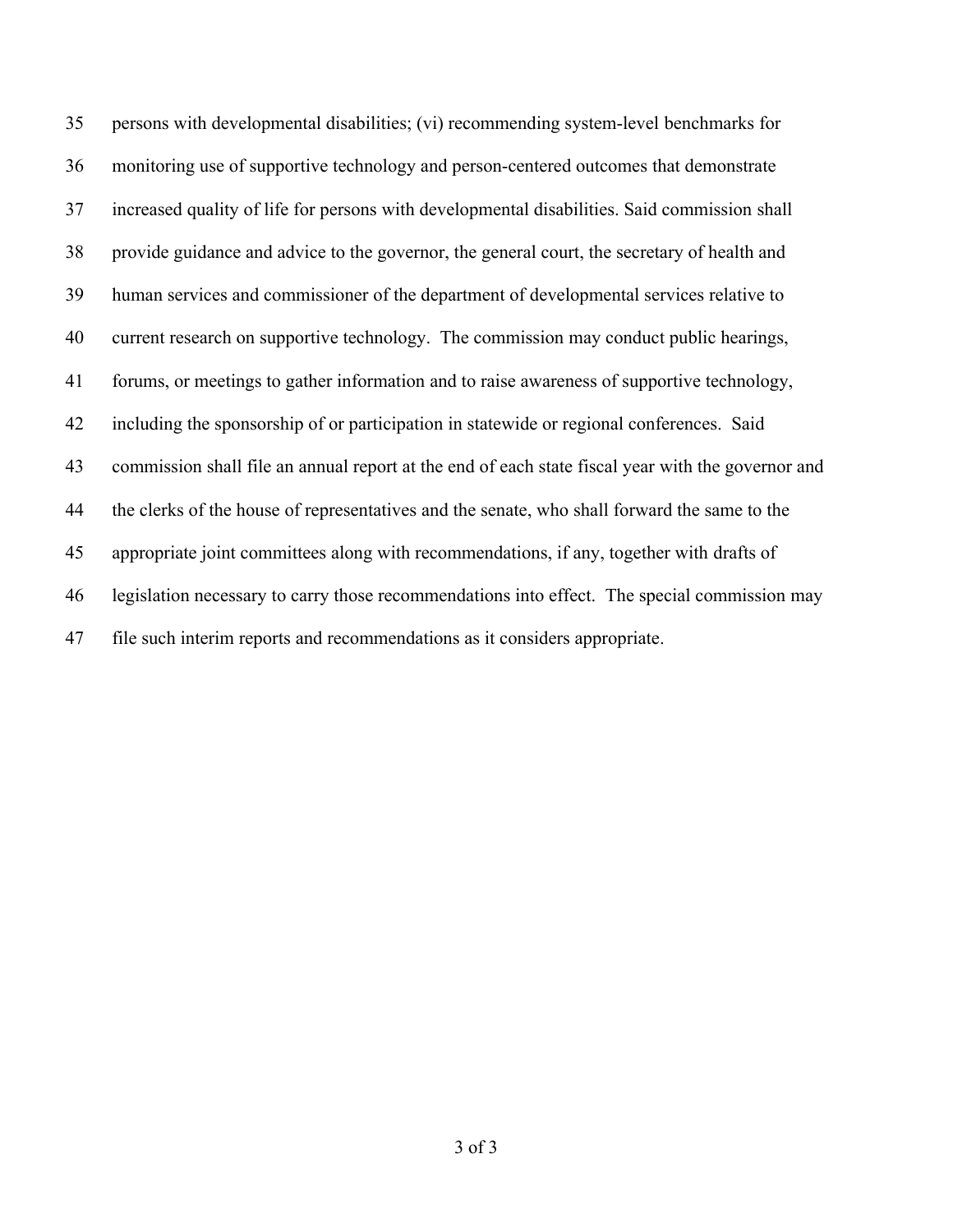persons with developmental disabilities; (vi) recommending system-level benchmarks for monitoring use of supportive technology and person-centered outcomes that demonstrate increased quality of life for persons with developmental disabilities. Said commission shall provide guidance and advice to the governor, the general court, the secretary of health and human services and commissioner of the department of developmental services relative to current research on supportive technology. The commission may conduct public hearings, forums, or meetings to gather information and to raise awareness of supportive technology, including the sponsorship of or participation in statewide or regional conferences. Said commission shall file an annual report at the end of each state fiscal year with the governor and the clerks of the house of representatives and the senate, who shall forward the same to the appropriate joint committees along with recommendations, if any, together with drafts of legislation necessary to carry those recommendations into effect. The special commission may file such interim reports and recommendations as it considers appropriate.